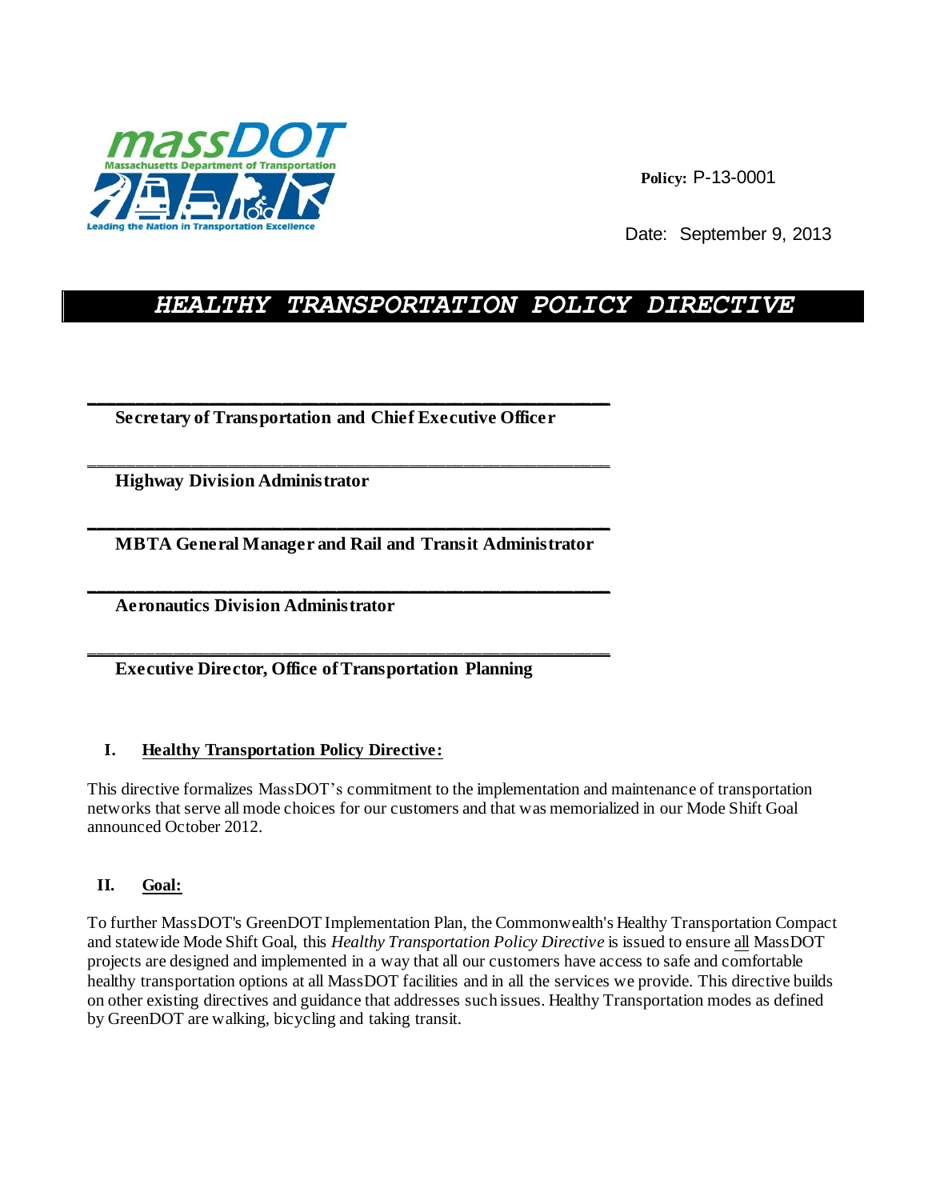**Policy:** P-13-0001

Date: September 9, 2013

# *HEALTHY TRANSPORTATION POLICY DIRECTIVE*

\_\_\_\_\_\_\_\_\_\_\_\_\_\_\_\_\_\_\_\_\_\_\_\_\_\_\_\_\_\_\_\_\_\_\_\_\_\_\_\_\_\_\_\_\_\_\_\_

**Secretary of Transportation and Chief Executive Officer**

\_\_\_\_\_\_\_\_\_\_\_\_\_\_\_\_\_\_\_\_\_\_\_\_\_\_\_\_\_\_\_\_\_\_\_\_\_\_\_\_\_\_\_\_\_\_\_\_

**Highway Division Administrator**

\_\_\_\_\_\_\_\_\_\_\_\_\_\_\_\_\_\_\_\_\_\_\_\_\_\_\_\_\_\_\_\_\_\_\_\_\_\_\_\_\_\_\_\_\_\_\_\_

**MBTA General Manager and Rail and Transit Administrator**

\_\_\_\_\_\_\_\_\_\_\_\_\_\_\_\_\_\_\_\_\_\_\_\_\_\_\_\_\_\_\_\_\_\_\_\_\_\_\_\_\_\_\_\_\_\_\_\_

**Aeronautics Division Administrator**

\_\_\_\_\_\_\_\_\_\_\_\_\_\_\_\_\_\_\_\_\_\_\_\_\_\_\_\_\_\_\_\_\_\_\_\_\_\_\_\_\_\_\_\_\_\_\_\_

**Executive Director, Office of Transportation Planning**

## I. Healthy Transportation Policy Directive:

This directive formalizes MassDOT's commitment to the implementation and maintenance of transportation networks that serve all mode choices for our customers and that was memorialized in our Mode Shift Goal announced October 2012.

## II. Goal:

To further MassDOT's GreenDOT Implementation Plan, the Commonwealth's Healthy Transportation Compact and statewide Mode Shift Goal, this *Healthy Transportation Policy Directive* is issued to ensure all MassDOT projects are designed and implemented in a way that all our customers have access to safe and comfortable healthy transportation options at all MassDOT facilities and in all the services we provide. This directive builds on other existing directives and guidance that addresses such issues. Healthy Transportation modes as defined by GreenDOT are walking, bicycling and taking transit.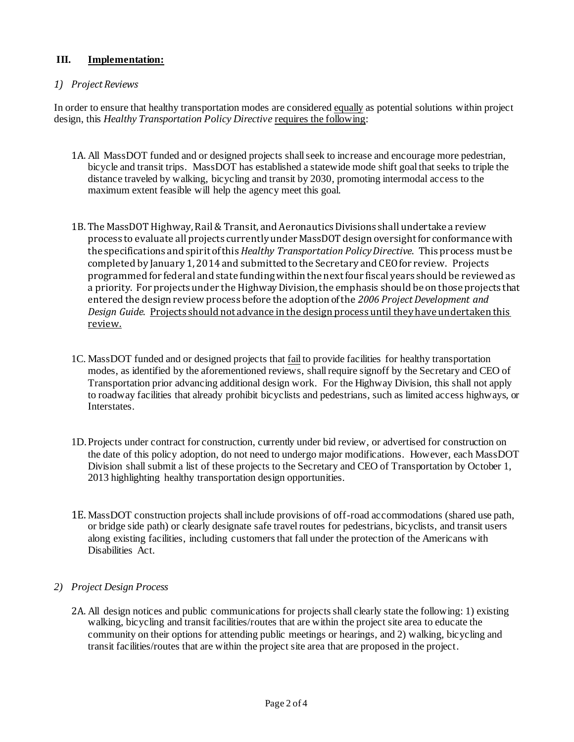## III. <u>Implementation:</u>

*1) Project Reviews*

In order to ensure that healthy transportation modes are considered <u>equally</u> as potential solutions within project design, this *Healthy Transportation Policy Directive* <u>requires the following</u>:

1A. All MassDOT funded and or designed projects shall seek to increase and encourage more pedestrian, bicycle and transit trips. MassDOT has established a statewide mode shift goal that seeks to triple the distance traveled by walking, bicycling and transit by 2030, promoting intermodal access to the maximum extent feasible will help the agency meet this goal.

1B. The MassDOT Highway, Rail & Transit, and Aeronautics Divisions shall undertake a review process to evaluate all projects currently under MassDOT design oversight for conformance with the specifications and spirit of this *Healthy Transportation Policy Directive*. This process must be completed by January 1, 2014 and submitted to the Secretary and CEO for review. Projects programmed for federal and state funding within the next four fiscal years should be reviewed as a priority. For projects under the Highway Division, the emphasis should be on those projects that entered the design review process before the adoption of the *2006 Project Development and Design Guide*. <u>Projects should not advance in the design process until they have undertaken this review.</u>

1C. MassDOT funded and or designed projects that <u>fail</u> to provide facilities for healthy transportation modes, as identified by the aforementioned reviews, shall require signoff by the Secretary and CEO of Transportation prior advancing additional design work. For the Highway Division, this shall not apply to roadway facilities that already prohibit bicyclists and pedestrians, such as limited access highways, or Interstates.

1D. Projects under contract for construction, currently under bid review, or advertised for construction on the date of this policy adoption, do not need to undergo major modifications. However, each MassDOT Division shall submit a list of these projects to the Secretary and CEO of Transportation by October 1, 2013 highlighting healthy transportation design opportunities.

1E. MassDOT construction projects shall include provisions of off-road accommodations (shared use path, or bridge side path) or clearly designate safe travel routes for pedestrians, bicyclists, and transit users along existing facilities, including customers that fall under the protection of the Americans with Disabilities Act.

*2) Project Design Process*

2A. All design notices and public communications for projects shall clearly state the following: 1) existing walking, bicycling and transit facilities/routes that are within the project site area to educate the community on their options for attending public meetings or hearings, and 2) walking, bicycling and transit facilities/routes that are within the project site area that are proposed in the project.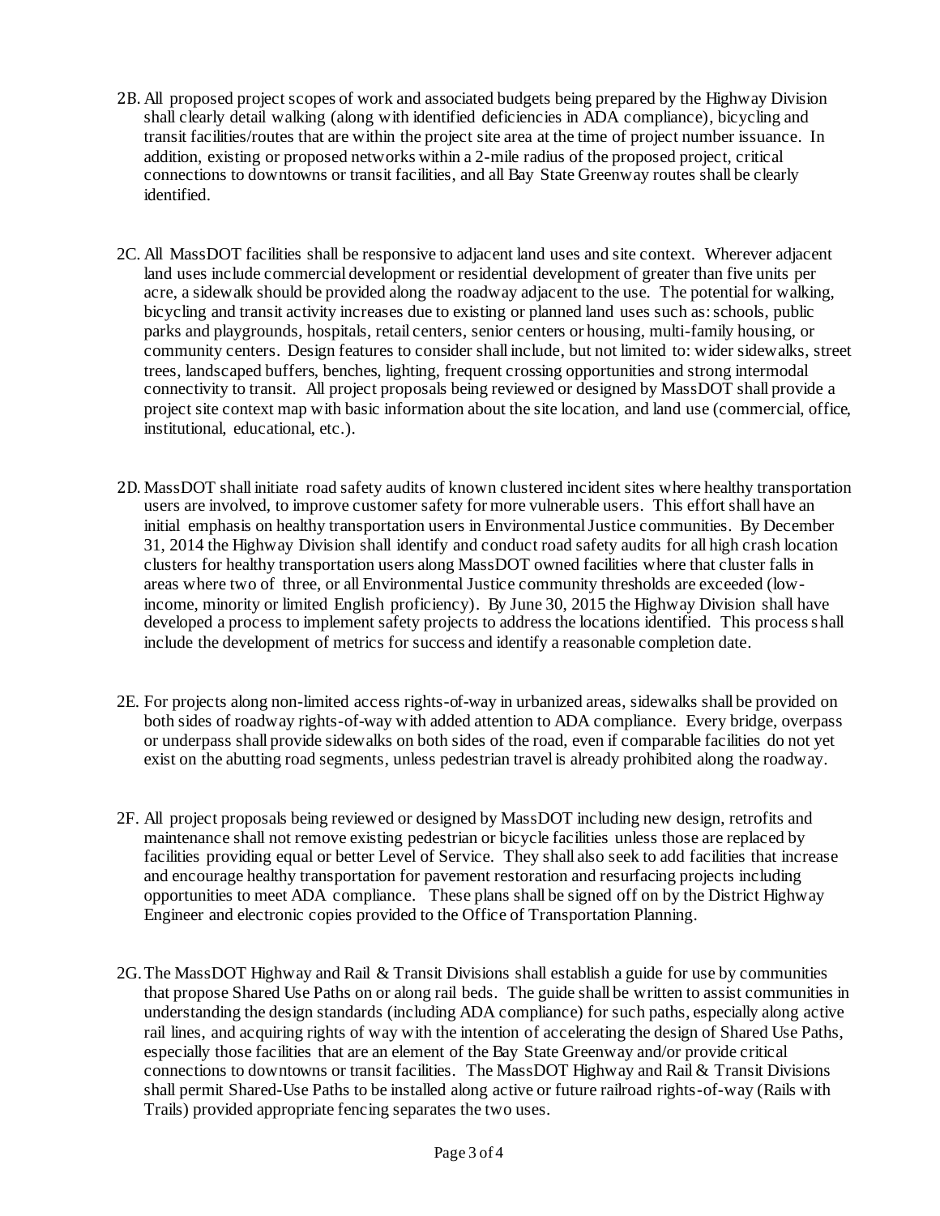2B. All proposed project scopes of work and associated budgets being prepared by the Highway Division shall clearly detail walking (along with identified deficiencies in ADA compliance), bicycling and transit facilities/routes that are within the project site area at the time of project number issuance. In addition, existing or proposed networks within a 2-mile radius of the proposed project, critical connections to downtowns or transit facilities, and all Bay State Greenway routes shall be clearly identified.

2C. All MassDOT facilities shall be responsive to adjacent land uses and site context. Wherever adjacent land uses include commercial development or residential development of greater than five units per acre, a sidewalk should be provided along the roadway adjacent to the use. The potential for walking, bicycling and transit activity increases due to existing or planned land uses such as: schools, public parks and playgrounds, hospitals, retail centers, senior centers or housing, multi-family housing, or community centers. Design features to consider shall include, but not limited to: wider sidewalks, street trees, landscaped buffers, benches, lighting, frequent crossing opportunities and strong intermodal connectivity to transit. All project proposals being reviewed or designed by MassDOT shall provide a project site context map with basic information about the site location, and land use (commercial, office, institutional, educational, etc.).

2D. MassDOT shall initiate road safety audits of known clustered incident sites where healthy transportation users are involved, to improve customer safety for more vulnerable users. This effort shall have an initial emphasis on healthy transportation users in Environmental Justice communities. By December 31, 2014 the Highway Division shall identify and conduct road safety audits for all high crash location clusters for healthy transportation users along MassDOT owned facilities where that cluster falls in areas where two of three, or all Environmental Justice community thresholds are exceeded (low-income, minority or limited English proficiency). By June 30, 2015 the Highway Division shall have developed a process to implement safety projects to address the locations identified. This process shall include the development of metrics for success and identify a reasonable completion date.

2E. For projects along non-limited access rights-of-way in urbanized areas, sidewalks shall be provided on both sides of roadway rights-of-way with added attention to ADA compliance. Every bridge, overpass or underpass shall provide sidewalks on both sides of the road, even if comparable facilities do not yet exist on the abutting road segments, unless pedestrian travel is already prohibited along the roadway.

2F. All project proposals being reviewed or designed by MassDOT including new design, retrofits and maintenance shall not remove existing pedestrian or bicycle facilities unless those are replaced by facilities providing equal or better Level of Service. They shall also seek to add facilities that increase and encourage healthy transportation for pavement restoration and resurfacing projects including opportunities to meet ADA compliance. These plans shall be signed off on by the District Highway Engineer and electronic copies provided to the Office of Transportation Planning.

2G. The MassDOT Highway and Rail & Transit Divisions shall establish a guide for use by communities that propose Shared Use Paths on or along rail beds. The guide shall be written to assist communities in understanding the design standards (including ADA compliance) for such paths, especially along active rail lines, and acquiring rights of way with the intention of accelerating the design of Shared Use Paths, especially those facilities that are an element of the Bay State Greenway and/or provide critical connections to downtowns or transit facilities. The MassDOT Highway and Rail & Transit Divisions shall permit Shared-Use Paths to be installed along active or future railroad rights-of-way (Rails with Trails) provided appropriate fencing separates the two uses.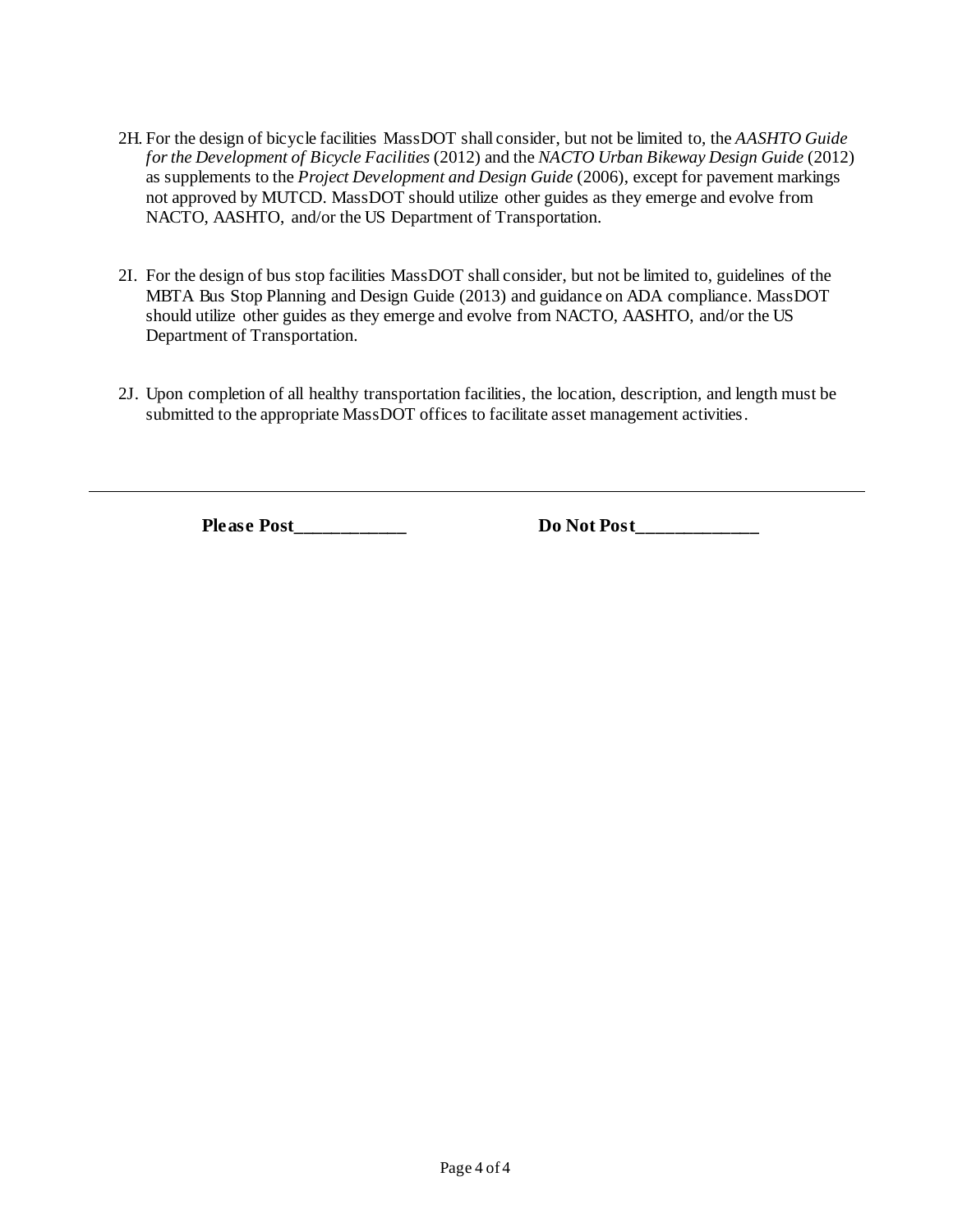2H. For the design of bicycle facilities MassDOT shall consider, but not be limited to, the *AASHTO Guide for the Development of Bicycle Facilities* (2012) and the *NACTO Urban Bikeway Design Guide* (2012) as supplements to the *Project Development and Design Guide* (2006), except for pavement markings not approved by MUTCD. MassDOT should utilize other guides as they emerge and evolve from NACTO, AASHTO, and/or the US Department of Transportation.

2I. For the design of bus stop facilities MassDOT shall consider, but not be limited to, guidelines of the MBTA Bus Stop Planning and Design Guide (2013) and guidance on ADA compliance. MassDOT should utilize other guides as they emerge and evolve from NACTO, AASHTO, and/or the US Department of Transportation.

2J. Upon completion of all healthy transportation facilities, the location, description, and length must be submitted to the appropriate MassDOT offices to facilitate asset management activities.

---

**Please Post____________** **Do Not Post_____________**